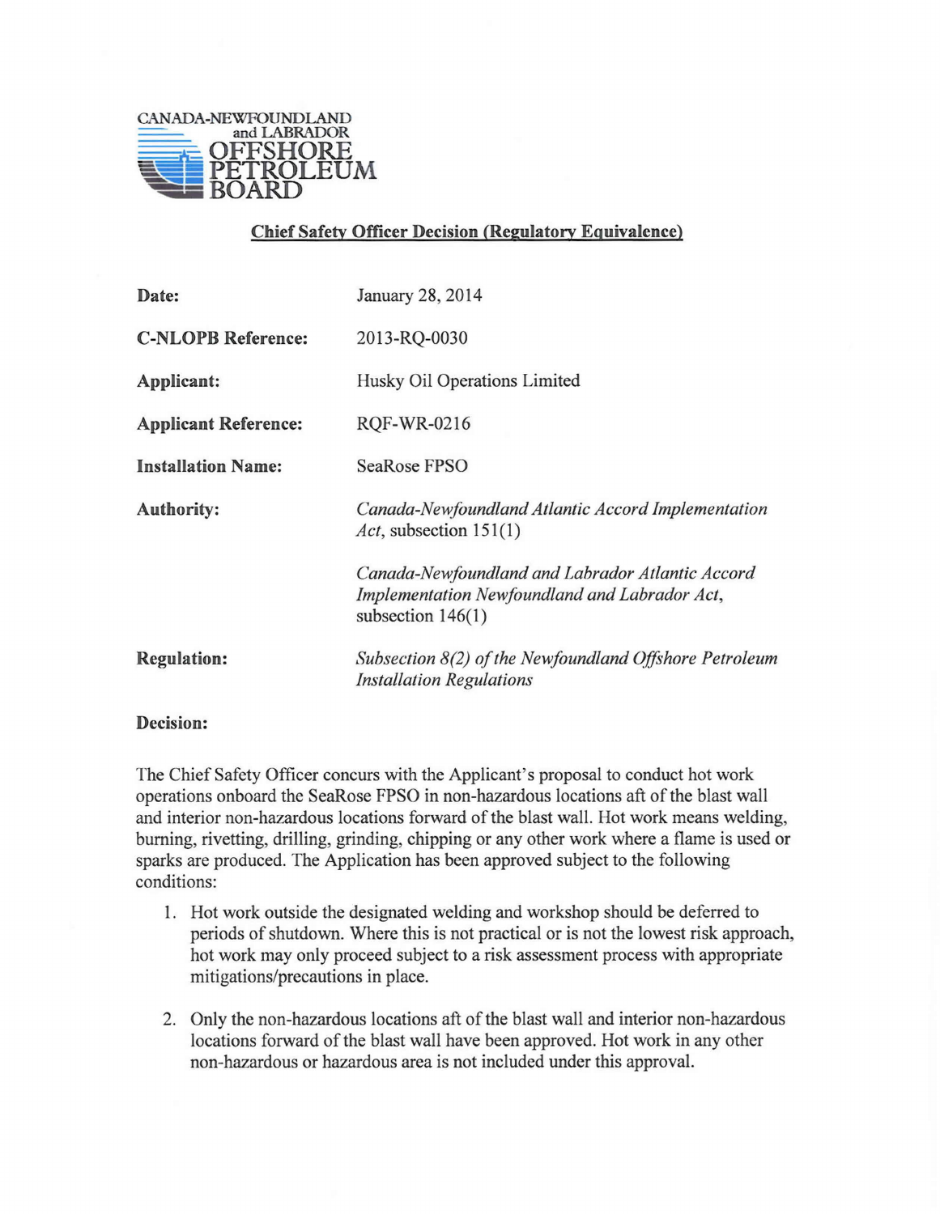CANADA-NEWFOUNDLAND and LABRADOR OFFSHORE PETROLEUM BOARD

## Chief Safety Officer Decision (Regulatory Equivalence)

| | |
|---|---|
| **Date:** | January 28, 2014 |
| **C-NLOPB Reference:** | 2013-RQ-0030 |
| **Applicant:** | Husky Oil Operations Limited |
| **Applicant Reference:** | RQF-WR-0216 |
| **Installation Name:** | SeaRose FPSO |
| **Authority:** | *Canada-Newfoundland Atlantic Accord Implementation Act*, subsection 151(1)<br><br>*Canada-Newfoundland and Labrador Atlantic Accord Implementation Newfoundland and Labrador Act*, subsection 146(1) |
| **Regulation:** | *Subsection 8(2) of the Newfoundland Offshore Petroleum Installation Regulations* |

**Decision:**

The Chief Safety Officer concurs with the Applicant's proposal to conduct hot work operations onboard the SeaRose FPSO in non-hazardous locations aft of the blast wall and interior non-hazardous locations forward of the blast wall. Hot work means welding, burning, rivetting, drilling, grinding, chipping or any other work where a flame is used or sparks are produced. The Application has been approved subject to the following conditions:

1. Hot work outside the designated welding and workshop should be deferred to periods of shutdown. Where this is not practical or is not the lowest risk approach, hot work may only proceed subject to a risk assessment process with appropriate mitigations/precautions in place.
2. Only the non-hazardous locations aft of the blast wall and interior non-hazardous locations forward of the blast wall have been approved. Hot work in any other non-hazardous or hazardous area is not included under this approval.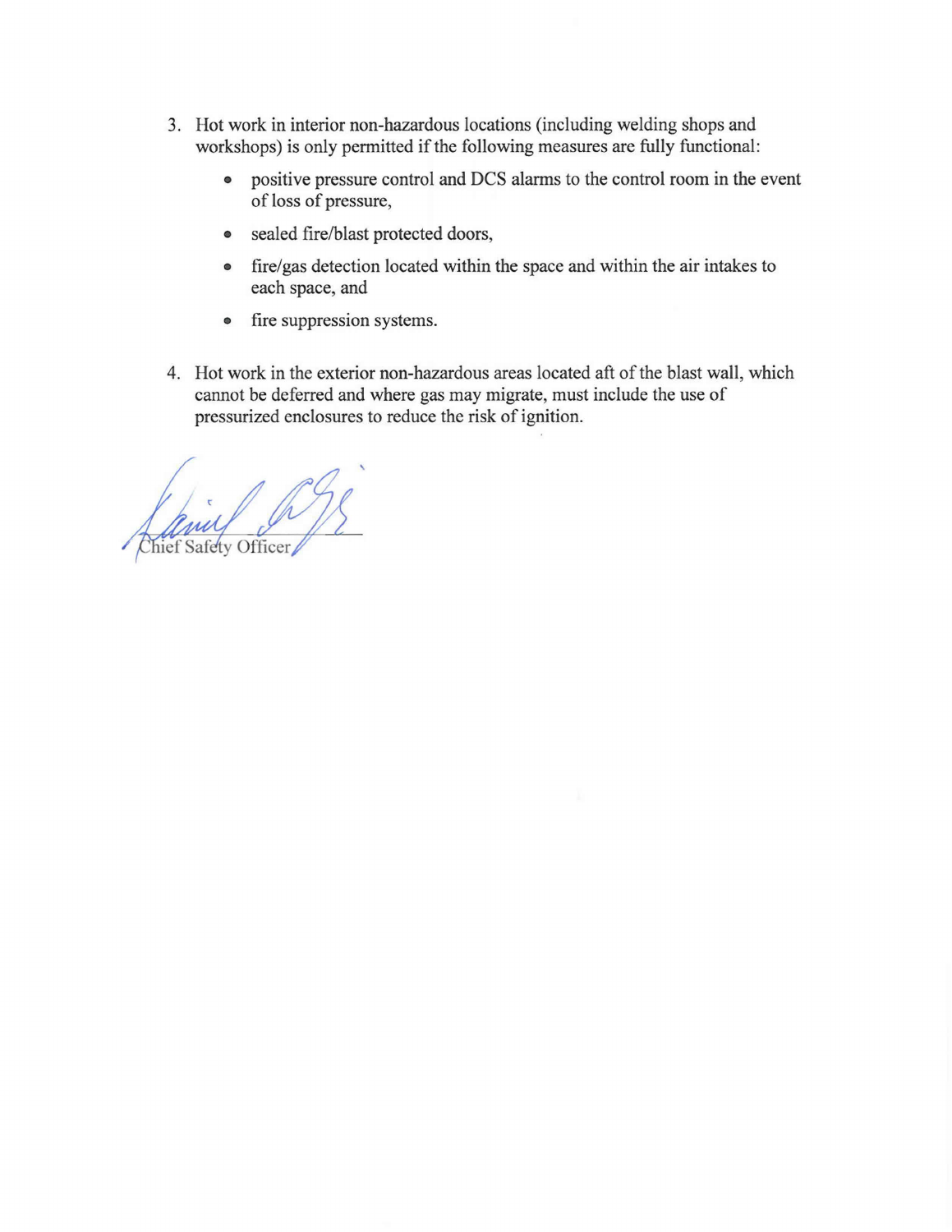3. Hot work in interior non-hazardous locations (including welding shops and workshops) is only permitted if the following measures are fully functional:

   - positive pressure control and DCS alarms to the control room in the event of loss of pressure,
   - sealed fire/blast protected doors,
   - fire/gas detection located within the space and within the air intakes to each space, and
   - fire suppression systems.

4. Hot work in the exterior non-hazardous areas located aft of the blast wall, which cannot be deferred and where gas may migrate, must include the use of pressurized enclosures to reduce the risk of ignition.

Chief Safety Officer